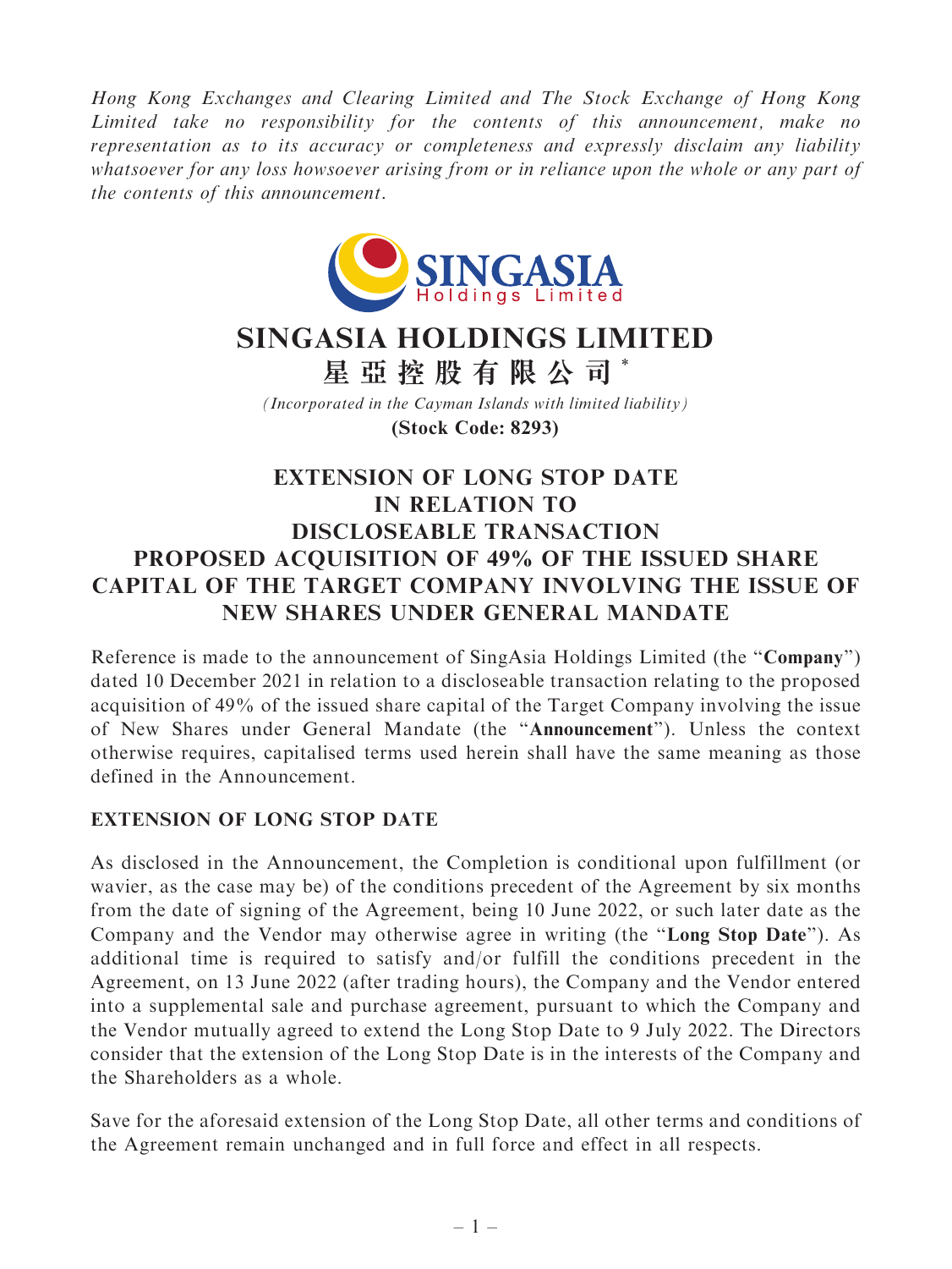*Hong Kong Exchanges and Clearing Limited and The Stock Exchange of Hong Kong Limited take no responsibility for the contents of this announcement, make no representation as to its accuracy or completeness and expressly disclaim any liability whatsoever for any loss howsoever arising from or in reliance upon the whole or any part of the contents of this announcement.*

# SINGASIA HOLDINGS LIMITED

# 星亞控股有限公司 *

*(Incorporated in the Cayman Islands with limited liability)*

**(Stock Code: 8293)**

## EXTENSION OF LONG STOP DATE IN RELATION TO DISCLOSEABLE TRANSACTION PROPOSED ACQUISITION OF 49% OF THE ISSUED SHARE CAPITAL OF THE TARGET COMPANY INVOLVING THE ISSUE OF NEW SHARES UNDER GENERAL MANDATE

Reference is made to the announcement of SingAsia Holdings Limited (the "**Company**") dated 10 December 2021 in relation to a discloseable transaction relating to the proposed acquisition of 49% of the issued share capital of the Target Company involving the issue of New Shares under General Mandate (the "**Announcement**"). Unless the context otherwise requires, capitalised terms used herein shall have the same meaning as those defined in the Announcement.

### EXTENSION OF LONG STOP DATE

As disclosed in the Announcement, the Completion is conditional upon fulfillment (or wavier, as the case may be) of the conditions precedent of the Agreement by six months from the date of signing of the Agreement, being 10 June 2022, or such later date as the Company and the Vendor may otherwise agree in writing (the "**Long Stop Date**"). As additional time is required to satisfy and/or fulfill the conditions precedent in the Agreement, on 13 June 2022 (after trading hours), the Company and the Vendor entered into a supplemental sale and purchase agreement, pursuant to which the Company and the Vendor mutually agreed to extend the Long Stop Date to 9 July 2022. The Directors consider that the extension of the Long Stop Date is in the interests of the Company and the Shareholders as a whole.

Save for the aforesaid extension of the Long Stop Date, all other terms and conditions of the Agreement remain unchanged and in full force and effect in all respects.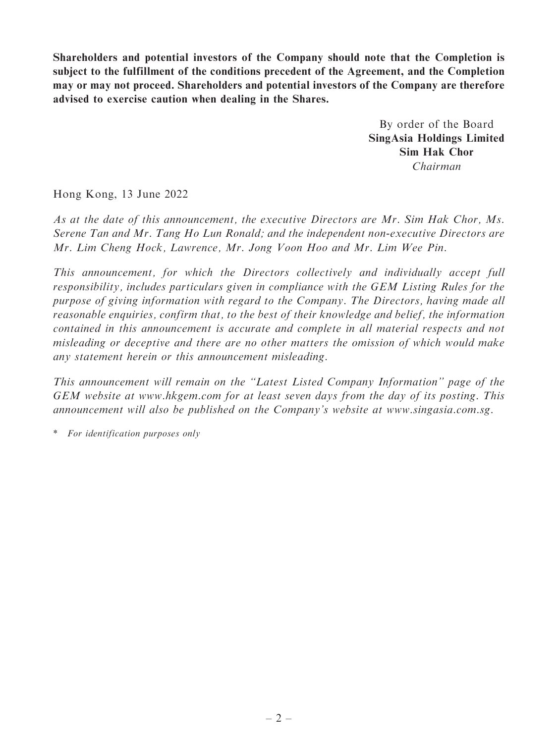**Shareholders and potential investors of the Company should note that the Completion is subject to the fulfillment of the conditions precedent of the Agreement, and the Completion may or may not proceed. Shareholders and potential investors of the Company are therefore advised to exercise caution when dealing in the Shares.**

By order of the Board
**SingAsia Holdings Limited**
**Sim Hak Chor**
*Chairman*

Hong Kong, 13 June 2022

*As at the date of this announcement, the executive Directors are Mr. Sim Hak Chor, Ms. Serene Tan and Mr. Tang Ho Lun Ronald; and the independent non-executive Directors are Mr. Lim Cheng Hock, Lawrence, Mr. Jong Voon Hoo and Mr. Lim Wee Pin.*

*This announcement, for which the Directors collectively and individually accept full responsibility, includes particulars given in compliance with the GEM Listing Rules for the purpose of giving information with regard to the Company. The Directors, having made all reasonable enquiries, confirm that, to the best of their knowledge and belief, the information contained in this announcement is accurate and complete in all material respects and not misleading or deceptive and there are no other matters the omission of which would make any statement herein or this announcement misleading.*

*This announcement will remain on the "Latest Listed Company Information" page of the GEM website at www.hkgem.com for at least seven days from the day of its posting. This announcement will also be published on the Company's website at www.singasia.com.sg.*

\* *For identification purposes only*